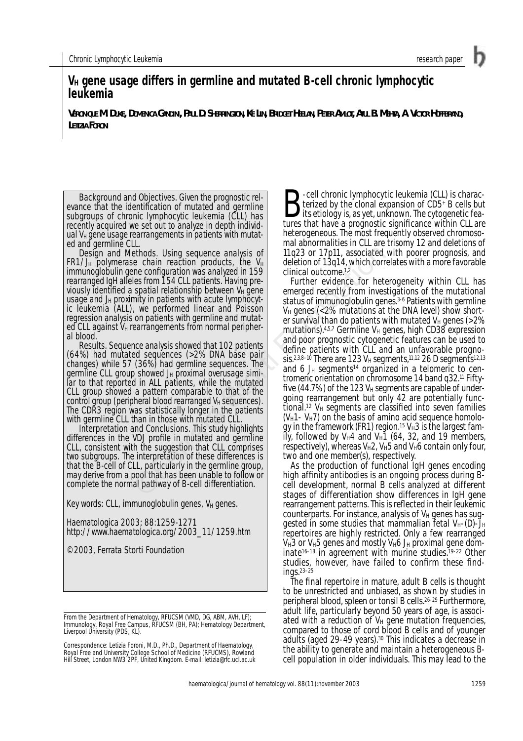# $V_H$ gene usage differs in germline and mutated B-cell chronic lymphocytic leukemia

VERONIQUE M. DUKE, DOMENICA GANDINI, PAUL D. SHERRINGTON, KE LIN, BRIDGET HEELAN, PETER AMLOT, ATUL B. MEHTA, A. VICTOR HOFFBRAND, LETIZIA FORONI

*Background and Objectives.* Given the prognostic relevance that the identification of mutated and germline subgroups of chronic lymphocytic leukemia (CLL) has recently acquired we set out to analyze in depth individual $V_H$ gene usage rearrangements in patients with mutated and germline CLL.

*Design and Methods.* Using sequence analysis of FR1/$J_H$ polymerase chain reaction products, the $V_H$ immunoglobulin gene configuration was analyzed in 159 rearranged IgH alleles from 154 CLL patients. Having previously identified a spatial relationship between $V_H$ gene usage and $J_H$ proximity in patients with acute lymphocytic leukemia (ALL), we performed linear and Poisson regression analysis on patients with germline and mutated CLL against $V_H$ rearrangements from normal peripheral blood.

*Results.* Sequence analysis showed that 102 patients (64%) had mutated sequences (>2% DNA base pair changes) while 57 (36%) had germline sequences. The germline CLL group showed $J_H$ proximal overusage similar to that reported in ALL patients, while the mutated CLL group showed a pattern comparable to that of the control group (peripheral blood rearranged $V_H$ sequences). The CDR3 region was statistically longer in the patients with germline CLL than in those with mutated CLL.

*Interpretation and Conclusions.* This study highlights differences in the VDJ profile in mutated and germline CLL, consistent with the suggestion that CLL comprises two subgroups. The interpretation of these differences is that the B-cell of CLL, particularly in the germline group, may derive from a pool that has been unable to follow or complete the normal pathway of B-cell differentiation.

Key words: CLL, immunoglobulin genes, $V_H$ genes.

Haematologica 2003; 88:1259-1271
http://www.haematologica.org/2003_11/1259.htm

©2003, Ferrata Storti Foundation

From the Department of Hematology, RFUCSM (VMD, DG, ABM, AVH, LF); Immunology, Royal Free Campus, RFUCSM (BH, PA); Hematology Department, Liverpool University (PDS, KL).

Correspondence: Letizia Foroni, M.D., Ph.D., Department of Haematology, Royal Free and University College School of Medicine (RFUCMS), Rowland Hill Street, London NW3 2PF, United Kingdom. E-mail: letizia@rfc.ucl.ac.uk

B-cell chronic lymphocytic leukemia (CLL) is characterized by the clonal expansion of $CD5^+$ B cells but its etiology is, as yet, unknown. The cytogenetic features that have a prognostic significance within CLL are heterogeneous. The most frequently observed chromosomal abnormalities in CLL are trisomy 12 and deletions of 11q23 or 17p11, associated with poorer prognosis, and deletion of 13q14, which correlates with a more favorable clinical outcome.[1,2]

Further evidence for heterogeneity within CLL has emerged recently from investigations of the mutational status of immunoglobulin genes.[3-6] Patients with germline $V_H$ genes (<2% mutations at the DNA level) show shorter survival than do patients with mutated $V_H$ genes (>2% mutations).[4,5,7] Germline $V_H$ genes, high CD38 expression and poor prognostic cytogenetic features can be used to define patients with CLL and an unfavorable prognosis.[2,3,8-10] There are 123 $V_H$ segments,[11,12] 26 D segments[12,13] and 6 $J_H$ segments[14] organized in a telomeric to centromeric orientation on chromosome 14 band q32.[11] Fifty-five (44.7%) of the 123 $V_H$ segments are capable of undergoing rearrangement but only 42 are potentially functional.[12] $V_H$ segments are classified into seven families ($V_H1$- $V_H7$) on the basis of amino acid sequence homology in the framework (FR1) region.[15] $V_H3$ is the largest family, followed by $V_H4$ and $V_H1$ (64, 32, and 19 members, respectively), whereas $V_H2$, $V_H5$ and $V_H6$ contain only four, two and one member(s), respectively.

As the production of functional IgH genes encoding high affinity antibodies is an ongoing process during B-cell development, normal B cells analyzed at different stages of differentiation show differences in IgH gene rearrangement patterns. This is reflected in their leukemic counterparts. For instance, analysis of $V_H$ genes has suggested in some studies that mammalian fetal $V_H$-(D)-$J_H$ repertoires are highly restricted. Only a few rearranged $V_H3$ or $V_H5$ genes and mostly $V_H6$ $J_H$ proximal gene dominate[16-18] in agreement with murine studies.[19-22] Other studies, however, have failed to confirm these findings.[23-25]

The final repertoire in mature, adult B cells is thought to be unrestricted and unbiased, as shown by studies in peripheral blood, spleen or tonsil B cells.[26-29] Furthermore, adult life, particularly beyond 50 years of age, is associated with a reduction of $V_H$ gene mutation frequencies, compared to those of cord blood B cells and of younger adults (aged 29-49 years).[30] This indicates a decrease in the ability to generate and maintain a heterogeneous B-cell population in older individuals. This may lead to the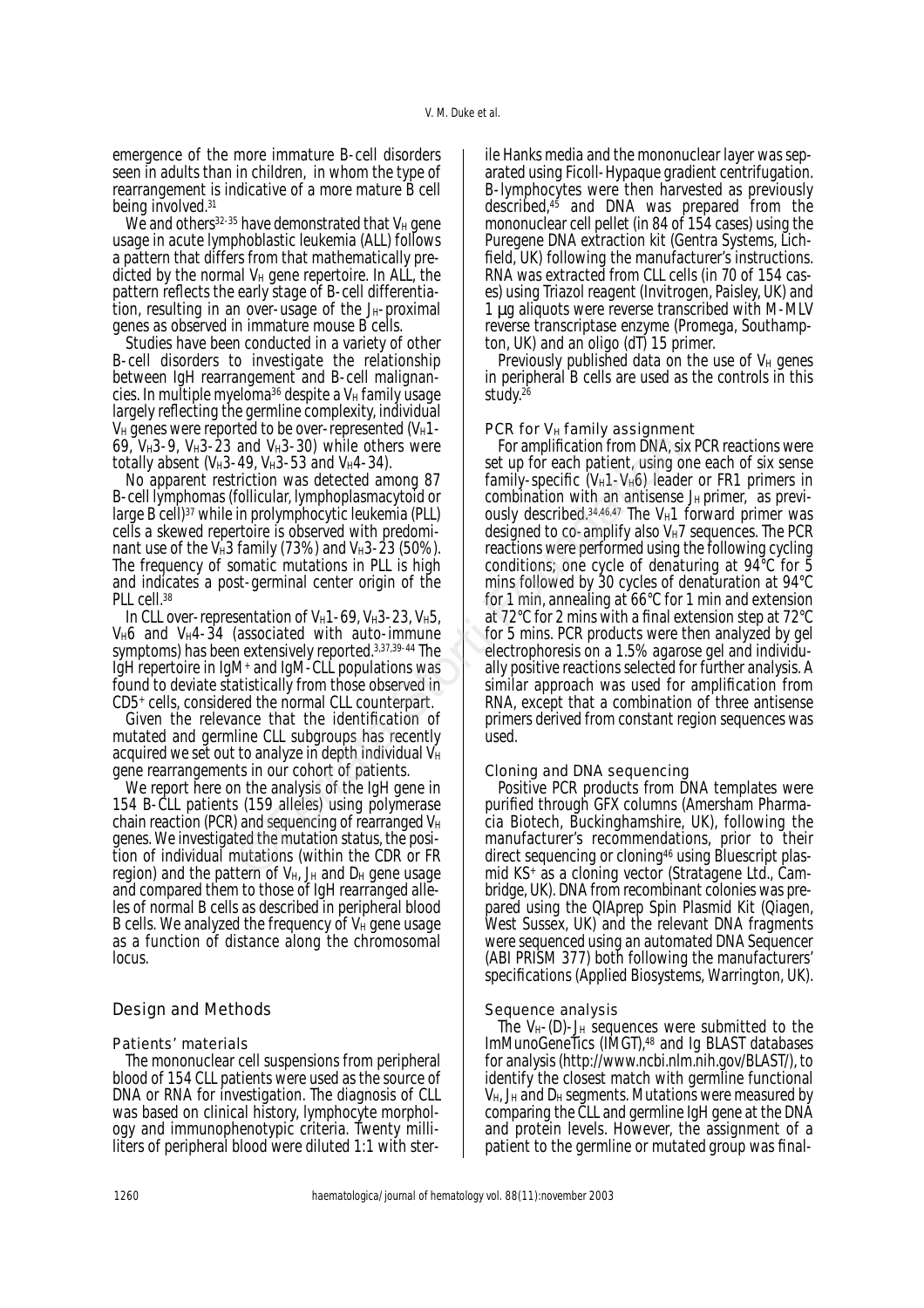emergence of the more immature B-cell disorders seen in adults than in children, in whom the type of rearrangement is indicative of a more mature B cell being involved.[31]

We and others[32-35] have demonstrated that $V_H$ gene usage in acute lymphoblastic leukemia (ALL) follows a pattern that differs from that mathematically predicted by the normal $V_H$ gene repertoire. In ALL, the pattern reflects the early stage of B-cell differentiation, resulting in an over-usage of the $J_H$-proximal genes as observed in immature mouse B cells.

Studies have been conducted in a variety of other B-cell disorders to investigate the relationship between IgH rearrangement and B-cell malignancies. In multiple myeloma[36] despite a $V_H$ family usage largely reflecting the germline complexity, individual $V_H$ genes were reported to be over-represented ($V_H$1-69, $V_H$3-9, $V_H$3-23 and $V_H$3-30) while others were totally absent ($V_H$3-49, $V_H$3-53 and $V_H$4-34).

No apparent restriction was detected among 87 B-cell lymphomas (follicular, lymphoplasmacytoid or large B cell)[37] while in prolymphocytic leukemia (PLL) cells a skewed repertoire is observed with predominant use of the $V_H$3 family (73%) and $V_H$3-23 (50%). The frequency of somatic mutations in PLL is high and indicates a post-germinal center origin of the PLL cell.[38]

In CLL over-representation of $V_H$1-69, $V_H$3-23, $V_H$5, $V_H$6 and $V_H$4-34 (associated with auto-immune symptoms) has been extensively reported.[3,37,39-44] The IgH repertoire in IgM+ and IgM- CLL populations was found to deviate statistically from those observed in CD5+ cells, considered the normal CLL counterpart.

Given the relevance that the identification of mutated and germline CLL subgroups has recently acquired we set out to analyze in depth individual $V_H$ gene rearrangements in our cohort of patients.

We report here on the analysis of the IgH gene in 154 B-CLL patients (159 alleles) using polymerase chain reaction (PCR) and sequencing of rearranged $V_H$ genes. We investigated the mutation status, the position of individual mutations (within the CDR or FR region) and the pattern of $V_H$, $J_H$ and $D_H$ gene usage and compared them to those of IgH rearranged alleles of normal B cells as described in peripheral blood B cells. We analyzed the frequency of $V_H$ gene usage as a function of distance along the chromosomal locus.

## Design and Methods

### Patients' materials

The mononuclear cell suspensions from peripheral blood of 154 CLL patients were used as the source of DNA or RNA for investigation. The diagnosis of CLL was based on clinical history, lymphocyte morphology and immunophenotypic criteria. Twenty milliliters of peripheral blood were diluted 1:1 with sterile Hanks media and the mononuclear layer was separated using Ficoll-Hypaque gradient centrifugation. B-lymphocytes were then harvested as previously described,[45] and DNA was prepared from the mononuclear cell pellet (in 84 of 154 cases) using the Puregene DNA extraction kit (Gentra Systems, Lichfield, UK) following the manufacturer's instructions. RNA was extracted from CLL cells (in 70 of 154 cases) using Triazol reagent (Invitrogen, Paisley, UK) and 1 µg aliquots were reverse transcribed with M-MLV reverse transcriptase enzyme (Promega, Southampton, UK) and an oligo (dT) 15 primer.

Previously published data on the use of $V_H$ genes in peripheral B cells are used as the controls in this study.[26]

### PCR for $V_H$ family assignment

For amplification from DNA, six PCR reactions were set up for each patient, using one each of six sense family-specific ($V_H$1-$V_H$6) leader or FR1 primers in combination with an antisense $J_H$ primer, as previously described.[34,46,47] The $V_H$1 forward primer was designed to co-amplify also $V_H$7 sequences. The PCR reactions were performed using the following cycling conditions; one cycle of denaturing at 94°C for 5 mins followed by 30 cycles of denaturation at 94°C for 1 min, annealing at 66°C for 1 min and extension at 72°C for 2 mins with a final extension step at 72°C for 5 mins. PCR products were then analyzed by gel electrophoresis on a 1.5% agarose gel and individually positive reactions selected for further analysis. A similar approach was used for amplification from RNA, except that a combination of three antisense primers derived from constant region sequences was used.

### Cloning and DNA sequencing

Positive PCR products from DNA templates were purified through GFX columns (Amersham Pharmacia Biotech, Buckinghamshire, UK), following the manufacturer's recommendations, prior to their direct sequencing or cloning[46] using Bluescript plasmid KS+ as a cloning vector (Stratagene Ltd., Cambridge, UK). DNA from recombinant colonies was prepared using the QIAprep Spin Plasmid Kit (Qiagen, West Sussex, UK) and the relevant DNA fragments were sequenced using an automated DNA Sequencer (ABI PRISM 377) both following the manufacturers' specifications (Applied Biosystems, Warrington, UK).

### Sequence analysis

The $V_H$-(D)-$J_H$ sequences were submitted to the ImMunoGeneTics (IMGT),[48] and Ig BLAST databases for analysis (http://www.ncbi.nlm.nih.gov/BLAST/), to identify the closest match with germline functional $V_H$, $J_H$ and $D_H$ segments. Mutations were measured by comparing the CLL and germline IgH gene at the DNA and protein levels. However, the assignment of a patient to the germline or mutated group was final-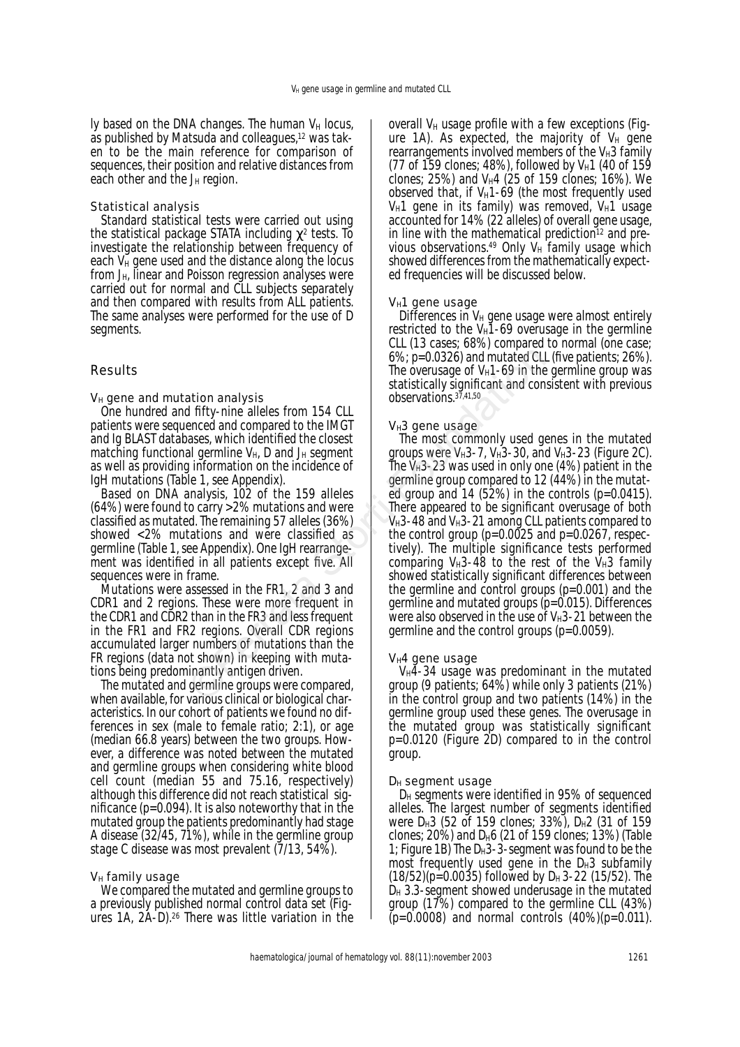ly based on the DNA changes. The human $V_H$ locus, as published by Matsuda and colleagues,[12] was taken to be the main reference for comparison of sequences, their position and relative distances from each other and the $J_H$ region.

### Statistical analysis

Standard statistical tests were carried out using the statistical package STATA including $\chi^2$ tests. To investigate the relationship between frequency of each $V_H$ gene used and the distance along the locus from $J_H$, linear and Poisson regression analyses were carried out for normal and CLL subjects separately and then compared with results from ALL patients. The same analyses were performed for the use of D segments.

## Results

### $V_H$ gene and mutation analysis

One hundred and fifty-nine alleles from 154 CLL patients were sequenced and compared to the IMGT and Ig BLAST databases, which identified the closest matching functional germline $V_H$, D and $J_H$ segment as well as providing information on the incidence of IgH mutations (Table 1, see Appendix).

Based on DNA analysis, 102 of the 159 alleles (64%) were found to carry >2% mutations and were classified as mutated. The remaining 57 alleles (36%) showed <2% mutations and were classified as germline (Table 1, see Appendix). One IgH rearrangement was identified in all patients except five. All sequences were in frame.

Mutations were assessed in the FR1, 2 and 3 and CDR1 and 2 regions. These were more frequent in the CDR1 and CDR2 than in the FR3 and less frequent in the FR1 and FR2 regions. Overall CDR regions accumulated larger numbers of mutations than the FR regions (data not shown) in keeping with mutations being predominantly antigen driven.

The mutated and germline groups were compared, when available, for various clinical or biological characteristics. In our cohort of patients we found no differences in sex (male to female ratio; 2:1), or age (median 66.8 years) between the two groups. However, a difference was noted between the mutated and germline groups when considering white blood cell count (median 55 and 75.16, respectively) although this difference did not reach statistical significance ($p$=0.094). It is also noteworthy that in the mutated group the patients predominantly had stage A disease (32/45, 71%), while in the germline group stage C disease was most prevalent (7/13, 54%).

### $V_H$ family usage

We compared the mutated and germline groups to a previously published normal control data set (Figures 1A, 2A-D).[26] There was little variation in the overall $V_H$ usage profile with a few exceptions (Figure 1A). As expected, the majority of $V_H$ gene rearrangements involved members of the $V_H3$ family (77 of 159 clones; 48%), followed by $V_H1$ (40 of 159 clones; 25%) and $V_H4$ (25 of 159 clones; 16%). We observed that, if $V_H1$-69 (the most frequently used $V_H1$ gene in its family) was removed, $V_H1$ usage accounted for 14% (22 alleles) of overall gene usage, in line with the mathematical prediction[12] and previous observations.[49] Only $V_H$ family usage which showed differences from the mathematically expected frequencies will be discussed below.

### $V_H1$ gene usage

Differences in $V_H$ gene usage were almost entirely restricted to the $V_H1$-69 overusage in the germline CLL (13 cases; 68%) compared to normal (one case; 6%; $p$=0.0326) and mutated CLL (five patients; 26%). The overusage of $V_H1$-69 in the germline group was statistically significant and consistent with previous observations.[37,41,50]

### $V_H3$ gene usage

The most commonly used genes in the mutated groups were $V_H3$-7, $V_H3$-30, and $V_H3$-23 (Figure 2C). The $V_H3$-23 was used in only one (4%) patient in the germline group compared to 12 (44%) in the mutated group and 14 (52%) in the controls ($p$=0.0415). There appeared to be significant overusage of both $V_H3$-48 and $V_H3$-21 among CLL patients compared to the control group ($p$=0.0025 and $p$=0.0267, respectively). The multiple significance tests performed comparing $V_H3$-48 to the rest of the $V_H3$ family showed statistically significant differences between the germline and control groups ($p$=0.001) and the germline and mutated groups ($p$=0.015). Differences were also observed in the use of $V_H3$-21 between the germline and the control groups ($p$=0.0059).

### $V_H4$ gene usage

$V_H4$-34 usage was predominant in the mutated group (9 patients; 64%) while only 3 patients (21%) in the control group and two patients (14%) in the germline group used these genes. The overusage in the mutated group was statistically significant $p$=0.0120 (Figure 2D) compared to in the control group.

### $D_H$ segment usage

$D_H$ segments were identified in 95% of sequenced alleles. The largest number of segments identified were $D_H3$ (52 of 159 clones; 33%), $D_H2$ (31 of 159 clones; 20%) and $D_H6$ (21 of 159 clones; 13%) (Table 1; Figure 1B) The $D_H3$-3-segment was found to be the most frequently used gene in the $D_H3$ subfamily (18/52)($p$=0.0035) followed by $D_H$ 3-22 (15/52). The $D_H$ 3.3-segment showed underusage in the mutated group (17%) compared to the germline CLL (43%) ($p$=0.0008) and normal controls (40%)($p$=0.011).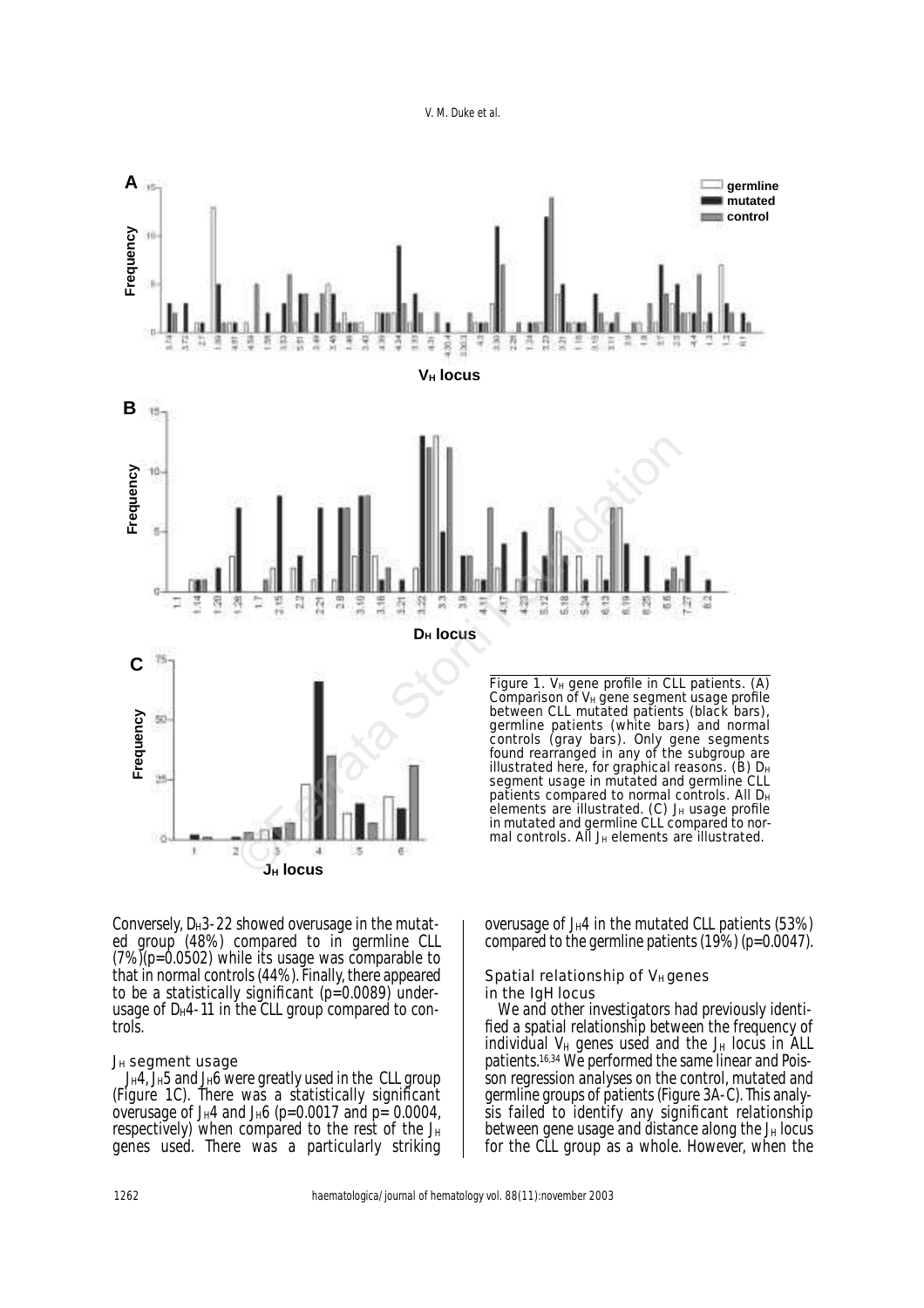Figure 1. $V_H$ gene profile in CLL patients. (A) Comparison of $V_H$ gene segment usage profile between CLL mutated patients (black bars), germline patients (white bars) and normal controls (gray bars). Only gene segments found rearranged in any of the subgroup are illustrated here, for graphical reasons. (B) $D_H$ segment usage in mutated and germline CLL patients compared to normal controls. All $D_H$ elements are illustrated. (C) $J_H$ usage profile in mutated and germline CLL compared to normal controls. All $J_H$ elements are illustrated.

Conversely, $D_H$3-22 showed overusage in the mutated group (48%) compared to in germline CLL (7%)($p$=0.0502) while its usage was comparable to that in normal controls (44%). Finally, there appeared to be a statistically significant ($p$=0.0089) underusage of $D_H$4-11 in the CLL group compared to controls.

### $J_H$ segment usage

$J_H$4, $J_H$5 and $J_H$6 were greatly used in the CLL group (Figure 1C). There was a statistically significant overusage of $J_H$4 and $J_H$6 ($p$=0.0017 and $p$= 0.0004, respectively) when compared to the rest of the $J_H$ genes used. There was a particularly striking overusage of $J_H$4 in the mutated CLL patients (53%) compared to the germline patients (19%) ($p$=0.0047).

### Spatial relationship of $V_H$ genes in the IgH locus

We and other investigators had previously identified a spatial relationship between the frequency of individual $V_H$ genes used and the $J_H$ locus in ALL patients.[16,34] We performed the same linear and Poisson regression analyses on the control, mutated and germline groups of patients (Figure 3A-C). This analysis failed to identify any significant relationship between gene usage and distance along the $J_H$ locus for the CLL group as a whole. However, when the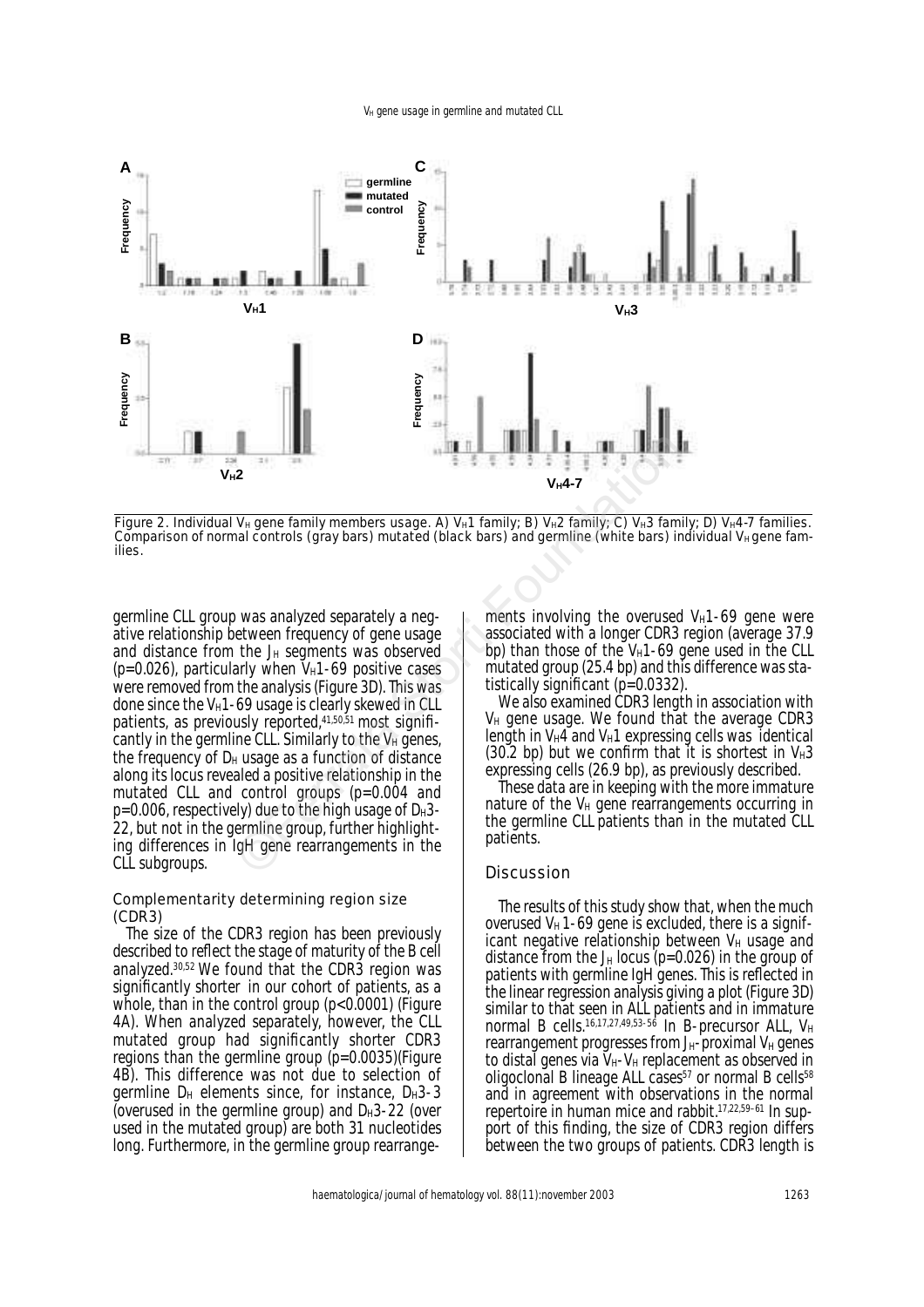Figure 2. Individual $V_H$ gene family members usage. A) $V_H1$ family; B) $V_H2$ family; C) $V_H3$ family; D) $V_H4$-7 families. Comparison of normal controls (gray bars) mutated (black bars) and germline (white bars) individual $V_H$ gene families.

germline CLL group was analyzed separately a negative relationship between frequency of gene usage and distance from the $J_H$ segments was observed ($p=0.026$), particularly when $V_H1$-69 positive cases were removed from the analysis (Figure 3D). This was done since the $V_H1$-69 usage is clearly skewed in CLL patients, as previously reported,[41,50,51] most significantly in the germline CLL. Similarly to the $V_H$ genes, the frequency of $D_H$ usage as a function of distance along its locus revealed a positive relationship in the mutated CLL and control groups ($p=0.004$ and $p=0.006$, respectively) due to the high usage of $D_H3$-22, but not in the germline group, further highlighting differences in IgH gene rearrangements in the CLL subgroups.

### Complementarity determining region size (CDR3)

The size of the CDR3 region has been previously described to reflect the stage of maturity of the B cell analyzed.[30,52] We found that the CDR3 region was significantly shorter in our cohort of patients, as a whole, than in the control group ($p<0.0001$) (Figure 4A). When analyzed separately, however, the CLL mutated group had significantly shorter CDR3 regions than the germline group ($p=0.0035$)(Figure 4B). This difference was not due to selection of germline $D_H$ elements since, for instance, $D_H3$-3 (overused in the germline group) and $D_H3$-22 (over used in the mutated group) are both 31 nucleotides long. Furthermore, in the germline group rearrangements involving the overused $V_H1$-69 gene were associated with a longer CDR3 region (average 37.9 bp) than those of the $V_H1$-69 gene used in the CLL mutated group (25.4 bp) and this difference was statistically significant ($p=0.0332$).

We also examined CDR3 length in association with $V_H$ gene usage. We found that the average CDR3 length in $V_H4$ and $V_H1$ expressing cells was identical (30.2 bp) but we confirm that it is shortest in $V_H3$ expressing cells (26.9 bp), as previously described.

These data are in keeping with the more immature nature of the $V_H$ gene rearrangements occurring in the germline CLL patients than in the mutated CLL patients.

## Discussion

The results of this study show that, when the much overused $V_H$ 1-69 gene is excluded, there is a significant negative relationship between $V_H$ usage and distance from the $J_H$ locus ($p=0.026$) in the group of patients with germline IgH genes. This is reflected in the linear regression analysis giving a plot (Figure 3D) similar to that seen in ALL patients and in immature normal B cells.[16,17,27,49,53-56] In B-precursor ALL, $V_H$ rearrangement progresses from $J_H$-proximal $V_H$ genes to distal genes via $V_H$-$V_H$ replacement as observed in oligoclonal B lineage ALL cases[57] or normal B cells[58] and in agreement with observations in the normal repertoire in human mice and rabbit.[17,22,59-61] In support of this finding, the size of CDR3 region differs between the two groups of patients. CDR3 length is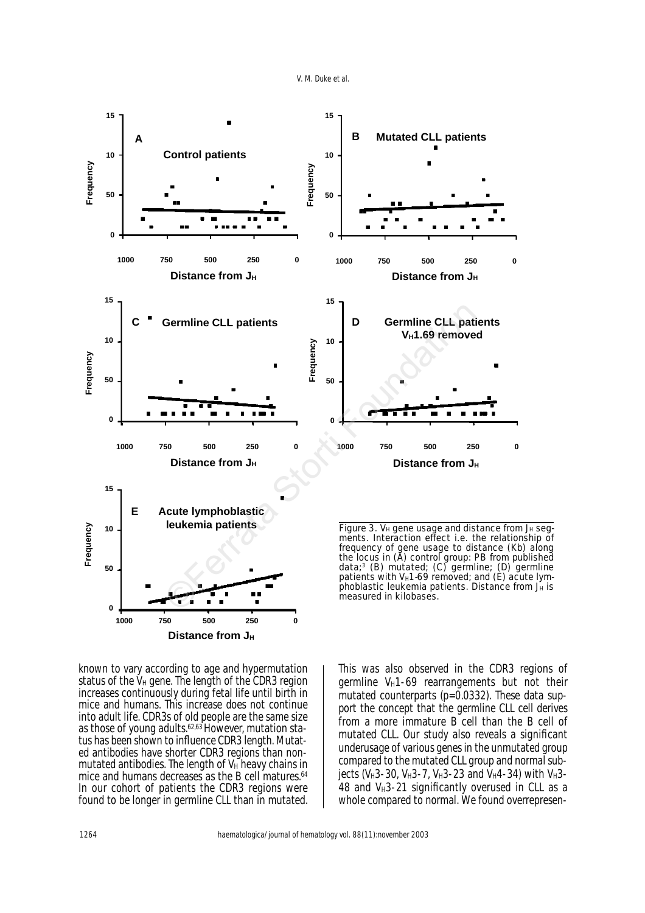Figure 3. $V_H$ gene usage and distance from $J_H$ segments. Interaction effect i.e. the relationship of frequency of gene usage to distance (Kb) along the locus in (A) control group: PB from published data;[3] (B) mutated; (C) germline; (D) germline patients with $V_H$1-69 removed; and (E) acute lymphoblastic leukemia patients. Distance from $J_H$ is measured in kilobases.

known to vary according to age and hypermutation status of the $V_H$ gene. The length of the CDR3 region increases continuously during fetal life until birth in mice and humans. This increase does not continue into adult life. CDR3s of old people are the same size as those of young adults.[62,63] However, mutation status has been shown to influence CDR3 length. Mutated antibodies have shorter CDR3 regions than non-mutated antibodies. The length of $V_H$ heavy chains in mice and humans decreases as the B cell matures.[64] In our cohort of patients the CDR3 regions were found to be longer in germline CLL than in mutated. This was also observed in the CDR3 regions of germline $V_H$1-69 rearrangements but not their mutated counterparts (p=0.0332). These data support the concept that the germline CLL cell derives from a more immature B cell than the B cell of mutated CLL. Our study also reveals a significant underusage of various genes in the unmutated group compared to the mutated CLL group and normal subjects ($V_H$3-30, $V_H$3-7, $V_H$3-23 and $V_H$4-34) with $V_H$3-48 and $V_H$3-21 significantly overused in CLL as a whole compared to normal. We found overrepresen-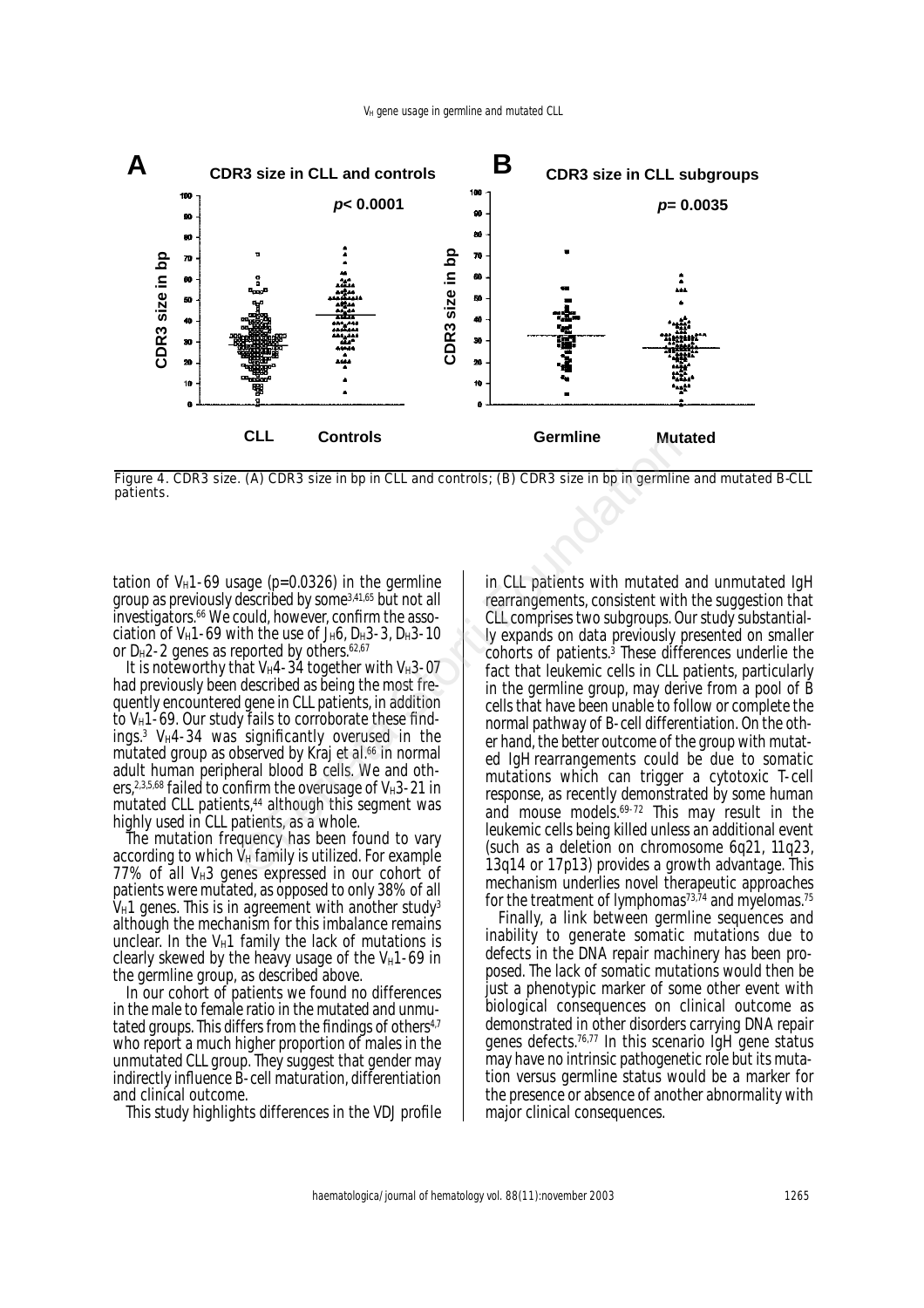Figure 4. CDR3 size. (A) CDR3 size in bp in CLL and controls; (B) CDR3 size in bp in germline and mutated B-CLL patients.

tation of $V_H$1-69 usage (p=0.0326) in the germline group as previously described by some[3,41,65] but not all investigators.[66] We could, however, confirm the association of $V_H$1-69 with the use of $J_H$6, $D_H$3-3, $D_H$3-10 or $D_H$2-2 genes as reported by others.[62,67]

It is noteworthy that $V_H$4-34 together with $V_H$3-07 had previously been described as being the most frequently encountered gene in CLL patients, in addition to $V_H$1-69. Our study fails to corroborate these findings.[3] $V_H$4-34 was significantly overused in the mutated group as observed by Kraj et al.[66] in normal adult human peripheral blood B cells. We and others,[2,3,5,68] failed to confirm the overusage of $V_H$3-21 in mutated CLL patients,[44] although this segment was highly used in CLL patients, as a whole.

The mutation frequency has been found to vary according to which $V_H$ family is utilized. For example 77% of all $V_H$3 genes expressed in our cohort of patients were mutated, as opposed to only 38% of all $V_H$1 genes. This is in agreement with another study[3] although the mechanism for this imbalance remains unclear. In the $V_H$1 family the lack of mutations is clearly skewed by the heavy usage of the $V_H$1-69 in the germline group, as described above.

In our cohort of patients we found no differences in the male to female ratio in the mutated and unmutated groups. This differs from the findings of others[4,7] who report a much higher proportion of males in the unmutated CLL group. They suggest that gender may indirectly influence B-cell maturation, differentiation and clinical outcome.

This study highlights differences in the VDJ profile in CLL patients with mutated and unmutated IgH rearrangements, consistent with the suggestion that CLL comprises two subgroups. Our study substantially expands on data previously presented on smaller cohorts of patients.[3] These differences underlie the fact that leukemic cells in CLL patients, particularly in the germline group, may derive from a pool of B cells that have been unable to follow or complete the normal pathway of B-cell differentiation. On the other hand, the better outcome of the group with mutated IgH rearrangements could be due to somatic mutations which can trigger a cytotoxic T-cell response, as recently demonstrated by some human and mouse models.[69-72] This may result in the leukemic cells being killed unless an additional event (such as a deletion on chromosome 6q21, 11q23, 13q14 or 17p13) provides a growth advantage. This mechanism underlies novel therapeutic approaches for the treatment of lymphomas[73,74] and myelomas.[75]

Finally, a link between germline sequences and inability to generate somatic mutations due to defects in the DNA repair machinery has been proposed. The lack of somatic mutations would then be just a phenotypic marker of some other event with biological consequences on clinical outcome as demonstrated in other disorders carrying DNA repair genes defects.[76,77] In this scenario IgH gene status may have no intrinsic pathogenetic role but its mutation versus germline status would be a marker for the presence or absence of another abnormality with major clinical consequences.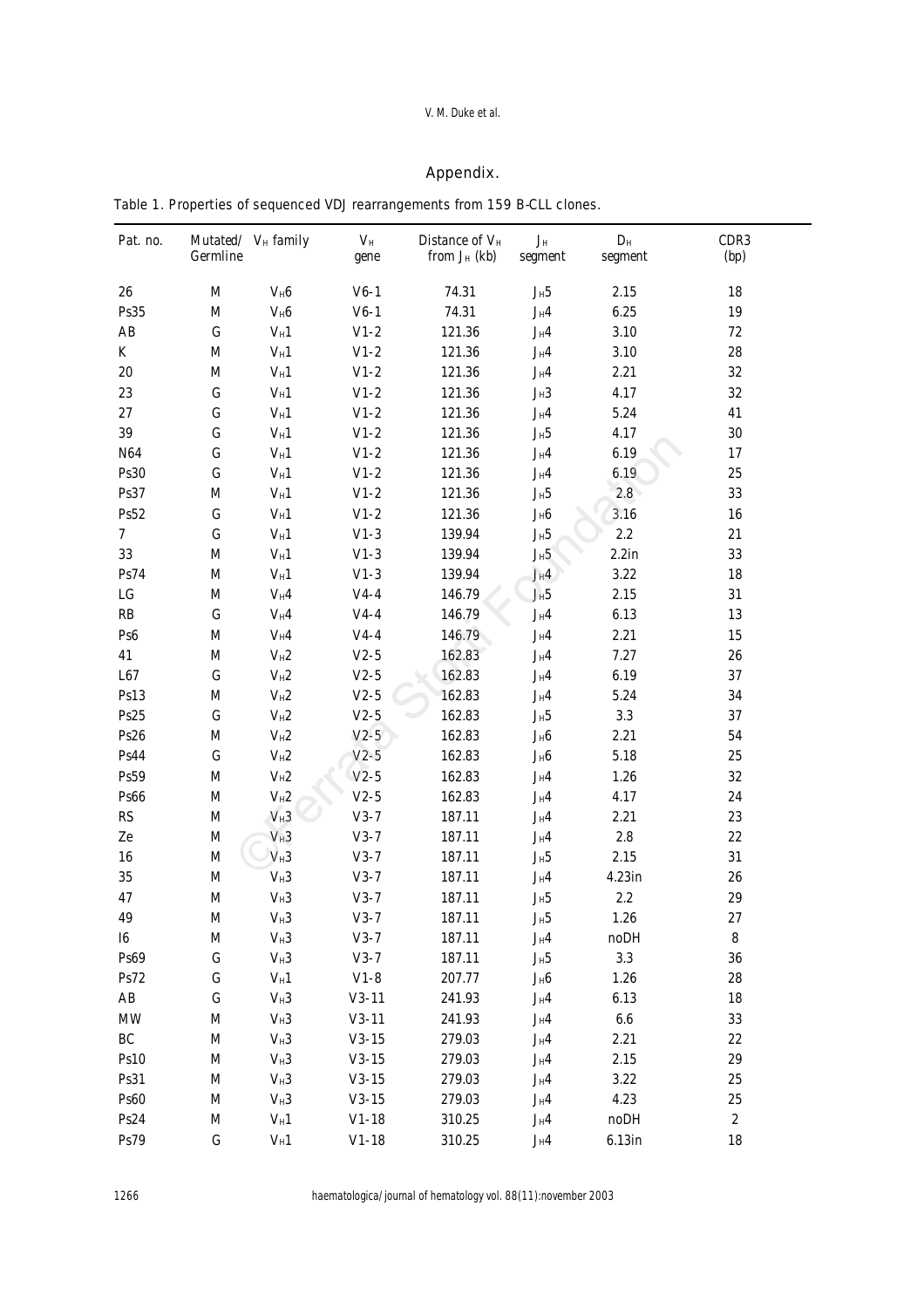## Appendix.

Table 1. Properties of sequenced VDJ rearrangements from 159 B-CLL clones.

| Pat. no. | Mutated/ Germline | $V_H$ family | $V_H$ gene | Distance of $V_H$ from $J_H$ (kb) | $J_H$ segment | $D_H$ segment | CDR3 (bp) |
|---|---|---|---|---|---|---|---|
| 26 | M | $V_H6$ | V6-1 | 74.31 | $J_H5$ | 2.15 | 18 |
| Ps35 | M | $V_H6$ | V6-1 | 74.31 | $J_H4$ | 6.25 | 19 |
| AB | G | $V_H1$ | V1-2 | 121.36 | $J_H4$ | 3.10 | 72 |
| K | M | $V_H1$ | V1-2 | 121.36 | $J_H4$ | 3.10 | 28 |
| 20 | M | $V_H1$ | V1-2 | 121.36 | $J_H4$ | 2.21 | 32 |
| 23 | G | $V_H1$ | V1-2 | 121.36 | $J_H3$ | 4.17 | 32 |
| 27 | G | $V_H1$ | V1-2 | 121.36 | $J_H4$ | 5.24 | 41 |
| 39 | G | $V_H1$ | V1-2 | 121.36 | $J_H5$ | 4.17 | 30 |
| N64 | G | $V_H1$ | V1-2 | 121.36 | $J_H4$ | 6.19 | 17 |
| Ps30 | G | $V_H1$ | V1-2 | 121.36 | $J_H4$ | 6.19 | 25 |
| Ps37 | M | $V_H1$ | V1-2 | 121.36 | $J_H5$ | 2.8 | 33 |
| Ps52 | G | $V_H1$ | V1-2 | 121.36 | $J_H6$ | 3.16 | 16 |
| 7 | G | $V_H1$ | V1-3 | 139.94 | $J_H5$ | 2.2 | 21 |
| 33 | M | $V_H1$ | V1-3 | 139.94 | $J_H5$ | 2.2in | 33 |
| Ps74 | M | $V_H1$ | V1-3 | 139.94 | $J_H4$ | 3.22 | 18 |
| LG | M | $V_H4$ | V4-4 | 146.79 | $J_H5$ | 2.15 | 31 |
| RB | G | $V_H4$ | V4-4 | 146.79 | $J_H4$ | 6.13 | 13 |
| Ps6 | M | $V_H4$ | V4-4 | 146.79 | $J_H4$ | 2.21 | 15 |
| 41 | M | $V_H2$ | V2-5 | 162.83 | $J_H4$ | 7.27 | 26 |
| L67 | G | $V_H2$ | V2-5 | 162.83 | $J_H4$ | 6.19 | 37 |
| Ps13 | M | $V_H2$ | V2-5 | 162.83 | $J_H4$ | 5.24 | 34 |
| Ps25 | G | $V_H2$ | V2-5 | 162.83 | $J_H5$ | 3.3 | 37 |
| Ps26 | M | $V_H2$ | V2-5 | 162.83 | $J_H6$ | 2.21 | 54 |
| Ps44 | G | $V_H2$ | V2-5 | 162.83 | $J_H6$ | 5.18 | 25 |
| Ps59 | M | $V_H2$ | V2-5 | 162.83 | $J_H4$ | 1.26 | 32 |
| Ps66 | M | $V_H2$ | V2-5 | 162.83 | $J_H4$ | 4.17 | 24 |
| RS | M | $V_H3$ | V3-7 | 187.11 | $J_H4$ | 2.21 | 23 |
| Ze | M | $V_H3$ | V3-7 | 187.11 | $J_H4$ | 2.8 | 22 |
| 16 | M | $V_H3$ | V3-7 | 187.11 | $J_H5$ | 2.15 | 31 |
| 35 | M | $V_H3$ | V3-7 | 187.11 | $J_H4$ | 4.23in | 26 |
| 47 | M | $V_H3$ | V3-7 | 187.11 | $J_H5$ | 2.2 | 29 |
| 49 | M | $V_H3$ | V3-7 | 187.11 | $J_H5$ | 1.26 | 27 |
| I6 | M | $V_H3$ | V3-7 | 187.11 | $J_H4$ | noDH | 8 |
| Ps69 | G | $V_H3$ | V3-7 | 187.11 | $J_H5$ | 3.3 | 36 |
| Ps72 | G | $V_H1$ | V1-8 | 207.77 | $J_H6$ | 1.26 | 28 |
| AB | G | $V_H3$ | V3-11 | 241.93 | $J_H4$ | 6.13 | 18 |
| MW | M | $V_H3$ | V3-11 | 241.93 | $J_H4$ | 6.6 | 33 |
| BC | M | $V_H3$ | V3-15 | 279.03 | $J_H4$ | 2.21 | 22 |
| Ps10 | M | $V_H3$ | V3-15 | 279.03 | $J_H4$ | 2.15 | 29 |
| Ps31 | M | $V_H3$ | V3-15 | 279.03 | $J_H4$ | 3.22 | 25 |
| Ps60 | M | $V_H3$ | V3-15 | 279.03 | $J_H4$ | 4.23 | 25 |
| Ps24 | M | $V_H1$ | V1-18 | 310.25 | $J_H4$ | noDH | 2 |
| Ps79 | G | $V_H1$ | V1-18 | 310.25 | $J_H4$ | 6.13in | 18 |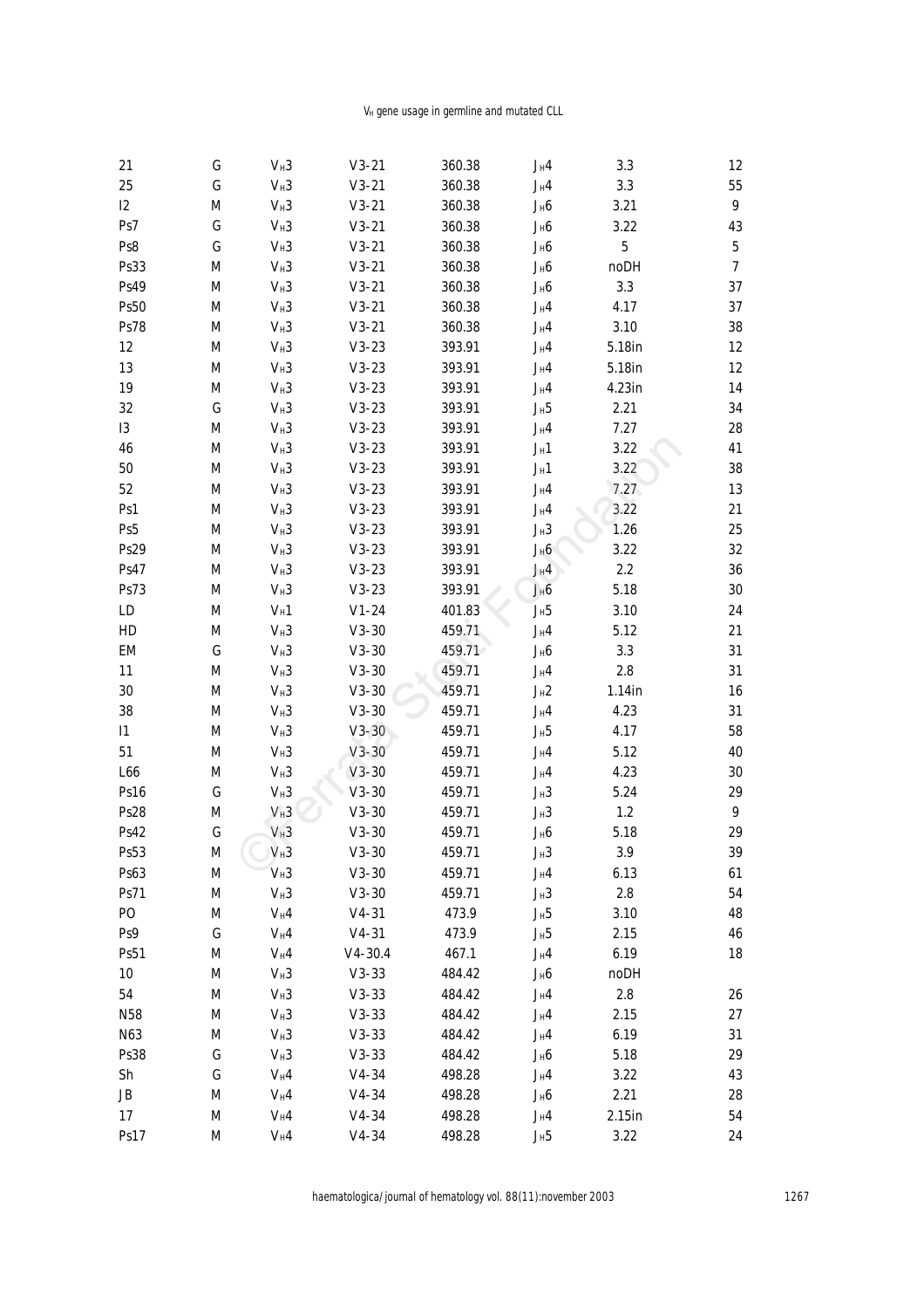| | | | | | | | |
|---|---|---|---|---|---|---|---|
| 21 | G | $V_H3$ | V3-21 | 360.38 | $J_H4$ | 3.3 | 12 |
| 25 | G | $V_H3$ | V3-21 | 360.38 | $J_H4$ | 3.3 | 55 |
| I2 | M | $V_H3$ | V3-21 | 360.38 | $J_H6$ | 3.21 | 9 |
| Ps7 | G | $V_H3$ | V3-21 | 360.38 | $J_H6$ | 3.22 | 43 |
| Ps8 | G | $V_H3$ | V3-21 | 360.38 | $J_H6$ | 5 | 5 |
| Ps33 | M | $V_H3$ | V3-21 | 360.38 | $J_H6$ | noDH | 7 |
| Ps49 | M | $V_H3$ | V3-21 | 360.38 | $J_H6$ | 3.3 | 37 |
| Ps50 | M | $V_H3$ | V3-21 | 360.38 | $J_H4$ | 4.17 | 37 |
| Ps78 | M | $V_H3$ | V3-21 | 360.38 | $J_H4$ | 3.10 | 38 |
| 12 | M | $V_H3$ | V3-23 | 393.91 | $J_H4$ | 5.18in | 12 |
| 13 | M | $V_H3$ | V3-23 | 393.91 | $J_H4$ | 5.18in | 12 |
| 19 | M | $V_H3$ | V3-23 | 393.91 | $J_H4$ | 4.23in | 14 |
| 32 | G | $V_H3$ | V3-23 | 393.91 | $J_H5$ | 2.21 | 34 |
| I3 | M | $V_H3$ | V3-23 | 393.91 | $J_H4$ | 7.27 | 28 |
| 46 | M | $V_H3$ | V3-23 | 393.91 | $J_H1$ | 3.22 | 41 |
| 50 | M | $V_H3$ | V3-23 | 393.91 | $J_H1$ | 3.22 | 38 |
| 52 | M | $V_H3$ | V3-23 | 393.91 | $J_H4$ | 7.27 | 13 |
| Ps1 | M | $V_H3$ | V3-23 | 393.91 | $J_H4$ | 3.22 | 21 |
| Ps5 | M | $V_H3$ | V3-23 | 393.91 | $J_H3$ | 1.26 | 25 |
| Ps29 | M | $V_H3$ | V3-23 | 393.91 | $J_H6$ | 3.22 | 32 |
| Ps47 | M | $V_H3$ | V3-23 | 393.91 | $J_H4$ | 2.2 | 36 |
| Ps73 | M | $V_H3$ | V3-23 | 393.91 | $J_H6$ | 5.18 | 30 |
| LD | M | $V_H1$ | V1-24 | 401.83 | $J_H5$ | 3.10 | 24 |
| HD | M | $V_H3$ | V3-30 | 459.71 | $J_H4$ | 5.12 | 21 |
| EM | G | $V_H3$ | V3-30 | 459.71 | $J_H6$ | 3.3 | 31 |
| 11 | M | $V_H3$ | V3-30 | 459.71 | $J_H4$ | 2.8 | 31 |
| 30 | M | $V_H3$ | V3-30 | 459.71 | $J_H2$ | 1.14in | 16 |
| 38 | M | $V_H3$ | V3-30 | 459.71 | $J_H4$ | 4.23 | 31 |
| I1 | M | $V_H3$ | V3-30 | 459.71 | $J_H5$ | 4.17 | 58 |
| 51 | M | $V_H3$ | V3-30 | 459.71 | $J_H4$ | 5.12 | 40 |
| L66 | M | $V_H3$ | V3-30 | 459.71 | $J_H4$ | 4.23 | 30 |
| Ps16 | G | $V_H3$ | V3-30 | 459.71 | $J_H3$ | 5.24 | 29 |
| Ps28 | M | $V_H3$ | V3-30 | 459.71 | $J_H3$ | 1.2 | 9 |
| Ps42 | G | $V_H3$ | V3-30 | 459.71 | $J_H6$ | 5.18 | 29 |
| Ps53 | M | $V_H3$ | V3-30 | 459.71 | $J_H3$ | 3.9 | 39 |
| Ps63 | M | $V_H3$ | V3-30 | 459.71 | $J_H4$ | 6.13 | 61 |
| Ps71 | M | $V_H3$ | V3-30 | 459.71 | $J_H3$ | 2.8 | 54 |
| PO | M | $V_H4$ | V4-31 | 473.9 | $J_H5$ | 3.10 | 48 |
| Ps9 | G | $V_H4$ | V4-31 | 473.9 | $J_H5$ | 2.15 | 46 |
| Ps51 | M | $V_H4$ | V4-30.4 | 467.1 | $J_H4$ | 6.19 | 18 |
| 10 | M | $V_H3$ | V3-33 | 484.42 | $J_H6$ | noDH | |
| 54 | M | $V_H3$ | V3-33 | 484.42 | $J_H4$ | 2.8 | 26 |
| N58 | M | $V_H3$ | V3-33 | 484.42 | $J_H4$ | 2.15 | 27 |
| N63 | M | $V_H3$ | V3-33 | 484.42 | $J_H4$ | 6.19 | 31 |
| Ps38 | G | $V_H3$ | V3-33 | 484.42 | $J_H6$ | 5.18 | 29 |
| Sh | G | $V_H4$ | V4-34 | 498.28 | $J_H4$ | 3.22 | 43 |
| JB | M | $V_H4$ | V4-34 | 498.28 | $J_H6$ | 2.21 | 28 |
| 17 | M | $V_H4$ | V4-34 | 498.28 | $J_H4$ | 2.15in | 54 |
| Ps17 | M | $V_H4$ | V4-34 | 498.28 | $J_H5$ | 3.22 | 24 |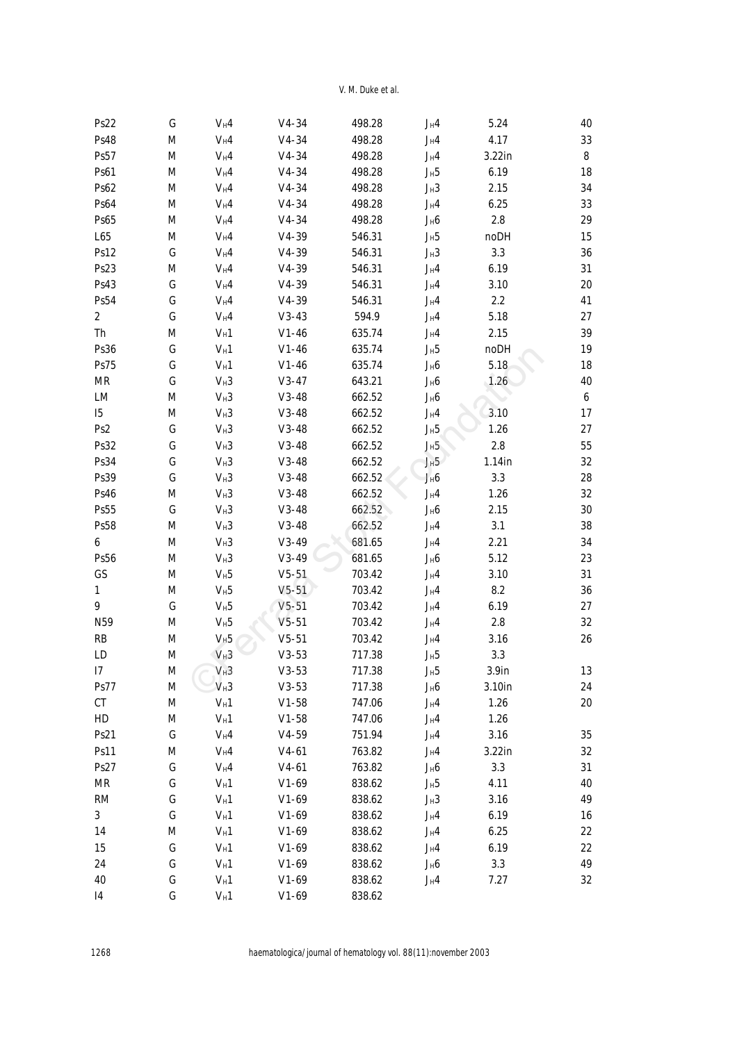| | | | | | | | |
|---|---|---|---|---|---|---|---|
| Ps22 | G | $V_H4$ | V4-34 | 498.28 | $J_H4$ | 5.24 | 40 |
| Ps48 | M | $V_H4$ | V4-34 | 498.28 | $J_H4$ | 4.17 | 33 |
| Ps57 | M | $V_H4$ | V4-34 | 498.28 | $J_H4$ | 3.22in | 8 |
| Ps61 | M | $V_H4$ | V4-34 | 498.28 | $J_H5$ | 6.19 | 18 |
| Ps62 | M | $V_H4$ | V4-34 | 498.28 | $J_H3$ | 2.15 | 34 |
| Ps64 | M | $V_H4$ | V4-34 | 498.28 | $J_H4$ | 6.25 | 33 |
| Ps65 | M | $V_H4$ | V4-34 | 498.28 | $J_H6$ | 2.8 | 29 |
| L65 | M | $V_H4$ | V4-39 | 546.31 | $J_H5$ | noDH | 15 |
| Ps12 | G | $V_H4$ | V4-39 | 546.31 | $J_H3$ | 3.3 | 36 |
| Ps23 | M | $V_H4$ | V4-39 | 546.31 | $J_H4$ | 6.19 | 31 |
| Ps43 | G | $V_H4$ | V4-39 | 546.31 | $J_H4$ | 3.10 | 20 |
| Ps54 | G | $V_H4$ | V4-39 | 546.31 | $J_H4$ | 2.2 | 41 |
| 2 | G | $V_H4$ | V3-43 | 594.9 | $J_H4$ | 5.18 | 27 |
| Th | M | $V_H1$ | V1-46 | 635.74 | $J_H4$ | 2.15 | 39 |
| Ps36 | G | $V_H1$ | V1-46 | 635.74 | $J_H5$ | noDH | 19 |
| Ps75 | G | $V_H1$ | V1-46 | 635.74 | $J_H6$ | 5.18 | 18 |
| MR | G | $V_H3$ | V3-47 | 643.21 | $J_H6$ | 1.26 | 40 |
| LM | M | $V_H3$ | V3-48 | 662.52 | $J_H6$ | | 6 |
| I5 | M | $V_H3$ | V3-48 | 662.52 | $J_H4$ | 3.10 | 17 |
| Ps2 | G | $V_H3$ | V3-48 | 662.52 | $J_H5$ | 1.26 | 27 |
| Ps32 | G | $V_H3$ | V3-48 | 662.52 | $J_H5$ | 2.8 | 55 |
| Ps34 | G | $V_H3$ | V3-48 | 662.52 | $J_H5$ | 1.14in | 32 |
| Ps39 | G | $V_H3$ | V3-48 | 662.52 | $J_H6$ | 3.3 | 28 |
| Ps46 | M | $V_H3$ | V3-48 | 662.52 | $J_H4$ | 1.26 | 32 |
| Ps55 | G | $V_H3$ | V3-48 | 662.52 | $J_H6$ | 2.15 | 30 |
| Ps58 | M | $V_H3$ | V3-48 | 662.52 | $J_H4$ | 3.1 | 38 |
| 6 | M | $V_H3$ | V3-49 | 681.65 | $J_H4$ | 2.21 | 34 |
| Ps56 | M | $V_H3$ | V3-49 | 681.65 | $J_H6$ | 5.12 | 23 |
| GS | M | $V_H5$ | V5-51 | 703.42 | $J_H4$ | 3.10 | 31 |
| 1 | M | $V_H5$ | V5-51 | 703.42 | $J_H4$ | 8.2 | 36 |
| 9 | G | $V_H5$ | V5-51 | 703.42 | $J_H4$ | 6.19 | 27 |
| N59 | M | $V_H5$ | V5-51 | 703.42 | $J_H4$ | 2.8 | 32 |
| RB | M | $V_H5$ | V5-51 | 703.42 | $J_H4$ | 3.16 | 26 |
| LD | M | $V_H3$ | V3-53 | 717.38 | $J_H5$ | 3.3 | |
| I7 | M | $V_H3$ | V3-53 | 717.38 | $J_H5$ | 3.9in | 13 |
| Ps77 | M | $V_H3$ | V3-53 | 717.38 | $J_H6$ | 3.10in | 24 |
| CT | M | $V_H1$ | V1-58 | 747.06 | $J_H4$ | 1.26 | 20 |
| HD | M | $V_H1$ | V1-58 | 747.06 | $J_H4$ | 1.26 | |
| Ps21 | G | $V_H4$ | V4-59 | 751.94 | $J_H4$ | 3.16 | 35 |
| Ps11 | M | $V_H4$ | V4-61 | 763.82 | $J_H4$ | 3.22in | 32 |
| Ps27 | G | $V_H4$ | V4-61 | 763.82 | $J_H6$ | 3.3 | 31 |
| MR | G | $V_H1$ | V1-69 | 838.62 | $J_H5$ | 4.11 | 40 |
| RM | G | $V_H1$ | V1-69 | 838.62 | $J_H3$ | 3.16 | 49 |
| 3 | G | $V_H1$ | V1-69 | 838.62 | $J_H4$ | 6.19 | 16 |
| 14 | M | $V_H1$ | V1-69 | 838.62 | $J_H4$ | 6.25 | 22 |
| 15 | G | $V_H1$ | V1-69 | 838.62 | $J_H4$ | 6.19 | 22 |
| 24 | G | $V_H1$ | V1-69 | 838.62 | $J_H6$ | 3.3 | 49 |
| 40 | G | $V_H1$ | V1-69 | 838.62 | $J_H4$ | 7.27 | 32 |
| I4 | G | $V_H1$ | V1-69 | 838.62 | | | |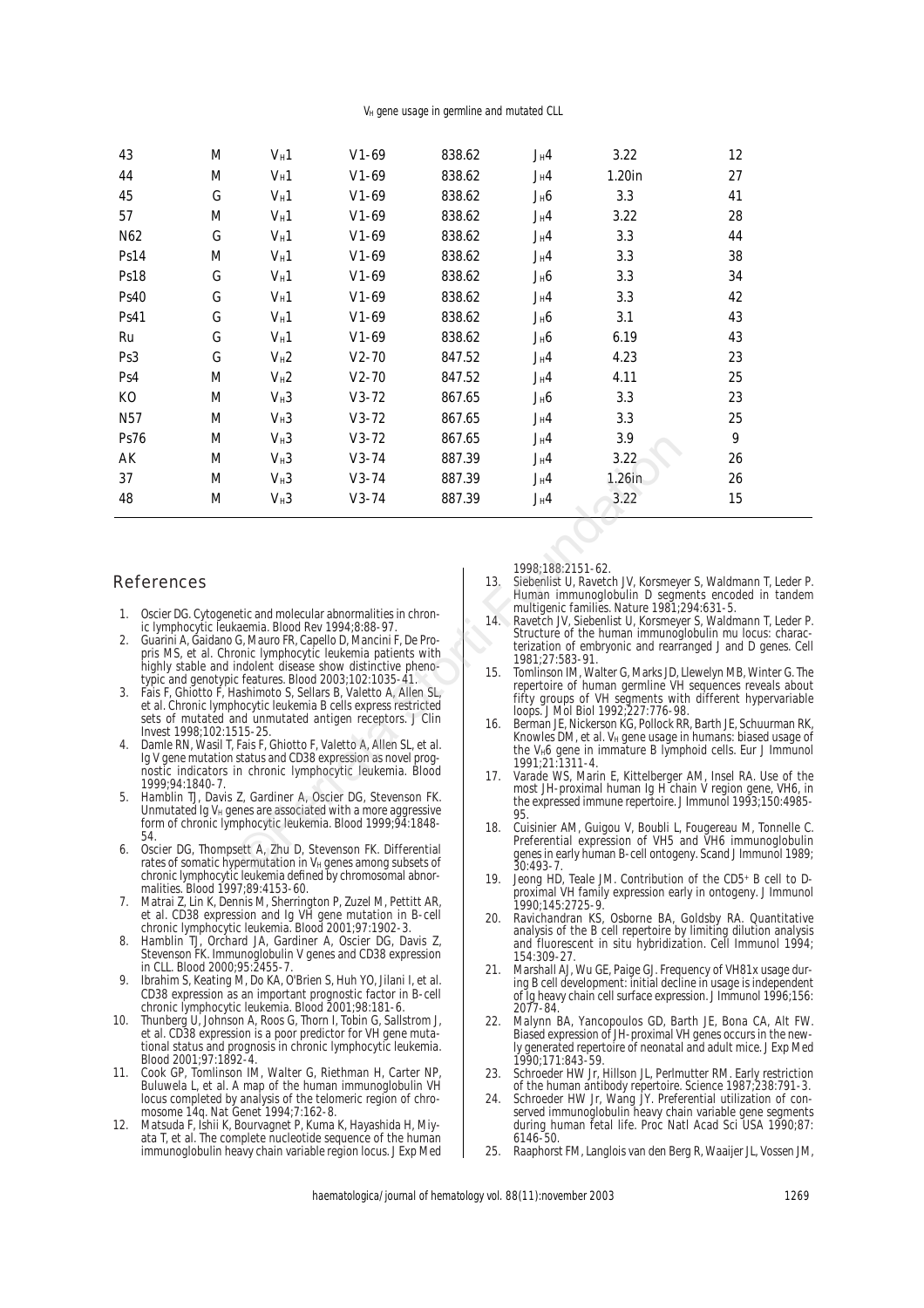| | | | | | | | |
|---|---|---|---|---|---|---|---|
| 43 | M | $V_H1$ | V1-69 | 838.62 | $J_H4$ | 3.22 | 12 |
| 44 | M | $V_H1$ | V1-69 | 838.62 | $J_H4$ | 1.20in | 27 |
| 45 | G | $V_H1$ | V1-69 | 838.62 | $J_H6$ | 3.3 | 41 |
| 57 | M | $V_H1$ | V1-69 | 838.62 | $J_H4$ | 3.22 | 28 |
| N62 | G | $V_H1$ | V1-69 | 838.62 | $J_H4$ | 3.3 | 44 |
| Ps14 | M | $V_H1$ | V1-69 | 838.62 | $J_H4$ | 3.3 | 38 |
| Ps18 | G | $V_H1$ | V1-69 | 838.62 | $J_H6$ | 3.3 | 34 |
| Ps40 | G | $V_H1$ | V1-69 | 838.62 | $J_H4$ | 3.3 | 42 |
| Ps41 | G | $V_H1$ | V1-69 | 838.62 | $J_H6$ | 3.1 | 43 |
| Ru | G | $V_H1$ | V1-69 | 838.62 | $J_H6$ | 6.19 | 43 |
| Ps3 | G | $V_H2$ | V2-70 | 847.52 | $J_H4$ | 4.23 | 23 |
| Ps4 | M | $V_H2$ | V2-70 | 847.52 | $J_H4$ | 4.11 | 25 |
| KO | M | $V_H3$ | V3-72 | 867.65 | $J_H6$ | 3.3 | 23 |
| N57 | M | $V_H3$ | V3-72 | 867.65 | $J_H4$ | 3.3 | 25 |
| Ps76 | M | $V_H3$ | V3-72 | 867.65 | $J_H4$ | 3.9 | 9 |
| AK | M | $V_H3$ | V3-74 | 887.39 | $J_H4$ | 3.22 | 26 |
| 37 | M | $V_H3$ | V3-74 | 887.39 | $J_H4$ | 1.26in | 26 |
| 48 | M | $V_H3$ | V3-74 | 887.39 | $J_H4$ | 3.22 | 15 |

## References

1. Oscier DG. Cytogenetic and molecular abnormalities in chronic lymphocytic leukaemia. Blood Rev 1994;8:88-97.
2. Guarini A, Gaidano G, Mauro FR, Capello D, Mancini F, De Propris MS, et al. Chronic lymphocytic leukemia patients with highly stable and indolent disease show distinctive phenotypic and genotypic features. Blood 2003;102:1035-41.
3. Fais F, Ghiotto F, Hashimoto S, Sellars B, Valetto A, Allen SL, et al. Chronic lymphocytic leukemia B cells express restricted sets of mutated and unmutated antigen receptors. J Clin Invest 1998;102:1515-25.
4. Damle RN, Wasil T, Fais F, Ghiotto F, Valetto A, Allen SL, et al. Ig V gene mutation status and CD38 expression as novel prognostic indicators in chronic lymphocytic leukemia. Blood 1999;94:1840-7.
5. Hamblin TJ, Davis Z, Gardiner A, Oscier DG, Stevenson FK. Unmutated Ig $V_H$ genes are associated with a more aggressive form of chronic lymphocytic leukemia. Blood 1999;94:1848-54.
6. Oscier DG, Thompsett A, Zhu D, Stevenson FK. Differential rates of somatic hypermutation in $V_H$ genes among subsets of chronic lymphocytic leukemia defined by chromosomal abnormalities. Blood 1997;89:4153-60.
7. Matrai Z, Lin K, Dennis M, Sherrington P, Zuzel M, Pettitt AR, et al. CD38 expression and Ig VH gene mutation in B-cell chronic lymphocytic leukemia. Blood 2001;97:1902-3.
8. Hamblin TJ, Orchard JA, Gardiner A, Oscier DG, Davis Z, Stevenson FK. Immunoglobulin V genes and CD38 expression in CLL. Blood 2000;95:2455-7.
9. Ibrahim S, Keating M, Do KA, O'Brien S, Huh YO, Jilani I, et al. CD38 expression as an important prognostic factor in B-cell chronic lymphocytic leukemia. Blood 2001;98:181-6.
10. Thunberg U, Johnson A, Roos G, Thorn I, Tobin G, Sallstrom J, et al. CD38 expression is a poor predictor for VH gene mutational status and prognosis in chronic lymphocytic leukemia. Blood 2001;97:1892-4.
11. Cook GP, Tomlinson IM, Walter G, Riethman H, Carter NP, Buluwela L, et al. A map of the human immunoglobulin VH locus completed by analysis of the telomeric region of chromosome 14q. Nat Genet 1994;7:162-8.
12. Matsuda F, Ishii K, Bourvagnet P, Kuma K, Hayashida H, Miyata T, et al. The complete nucleotide sequence of the human immunoglobulin heavy chain variable region locus. J Exp Med 1998;188:2151-62.
13. Siebenlist U, Ravetch JV, Korsmeyer S, Waldmann T, Leder P. Human immunoglobulin D segments encoded in tandem multigenic families. Nature 1981;294:631-5.
14. Ravetch JV, Siebenlist U, Korsmeyer S, Waldmann T, Leder P. Structure of the human immunoglobulin mu locus: characterization of embryonic and rearranged J and D genes. Cell 1981;27:583-91.
15. Tomlinson IM, Walter G, Marks JD, Llewelyn MB, Winter G. The repertoire of human germline VH sequences reveals about fifty groups of VH segments with different hypervariable loops. J Mol Biol 1992;227:776-98.
16. Berman JE, Nickerson KG, Pollock RR, Barth JE, Schuurman RK, Knowles DM, et al. $V_H$ gene usage in humans: biased usage of the $V_H6$ gene in immature B lymphoid cells. Eur J Immunol 1991;21:1311-4.
17. Varade WS, Marin E, Kittelberger AM, Insel RA. Use of the most JH-proximal human Ig H chain V region gene, VH6, in the expressed immune repertoire. J Immunol 1993;150:4985-95.
18. Cuisinier AM, Guigou V, Boubli L, Fougereau M, Tonnelle C. Preferential expression of VH5 and VH6 immunoglobulin genes in early human B-cell ontogeny. Scand J Immunol 1989;30:493-7.
19. Jeong HD, Teale JM. Contribution of the CD5+ B cell to D-proximal VH family expression early in ontogeny. J Immunol 1990;145:2725-9.
20. Ravichandran KS, Osborne BA, Goldsby RA. Quantitative analysis of the B cell repertoire by limiting dilution analysis and fluorescent in situ hybridization. Cell Immunol 1994;154:309-27.
21. Marshall AJ, Wu GE, Paige GJ. Frequency of VH81x usage during B cell development: initial decline in usage is independent of Ig heavy chain cell surface expression. J Immunol 1996;156:2077-84.
22. Malynn BA, Yancopoulos GD, Barth JE, Bona CA, Alt FW. Biased expression of JH-proximal VH genes occurs in the newly generated repertoire of neonatal and adult mice. J Exp Med 1990;171:843-59.
23. Schroeder HW Jr, Hillson JL, Perlmutter RM. Early restriction of the human antibody repertoire. Science 1987;238:791-3.
24. Schroeder HW Jr, Wang JY. Preferential utilization of conserved immunoglobulin heavy chain variable gene segments during human fetal life. Proc Natl Acad Sci USA 1990;87:6146-50.
25. Raaphorst FM, Langlois van den Berg R, Waaijer JL, Vossen JM,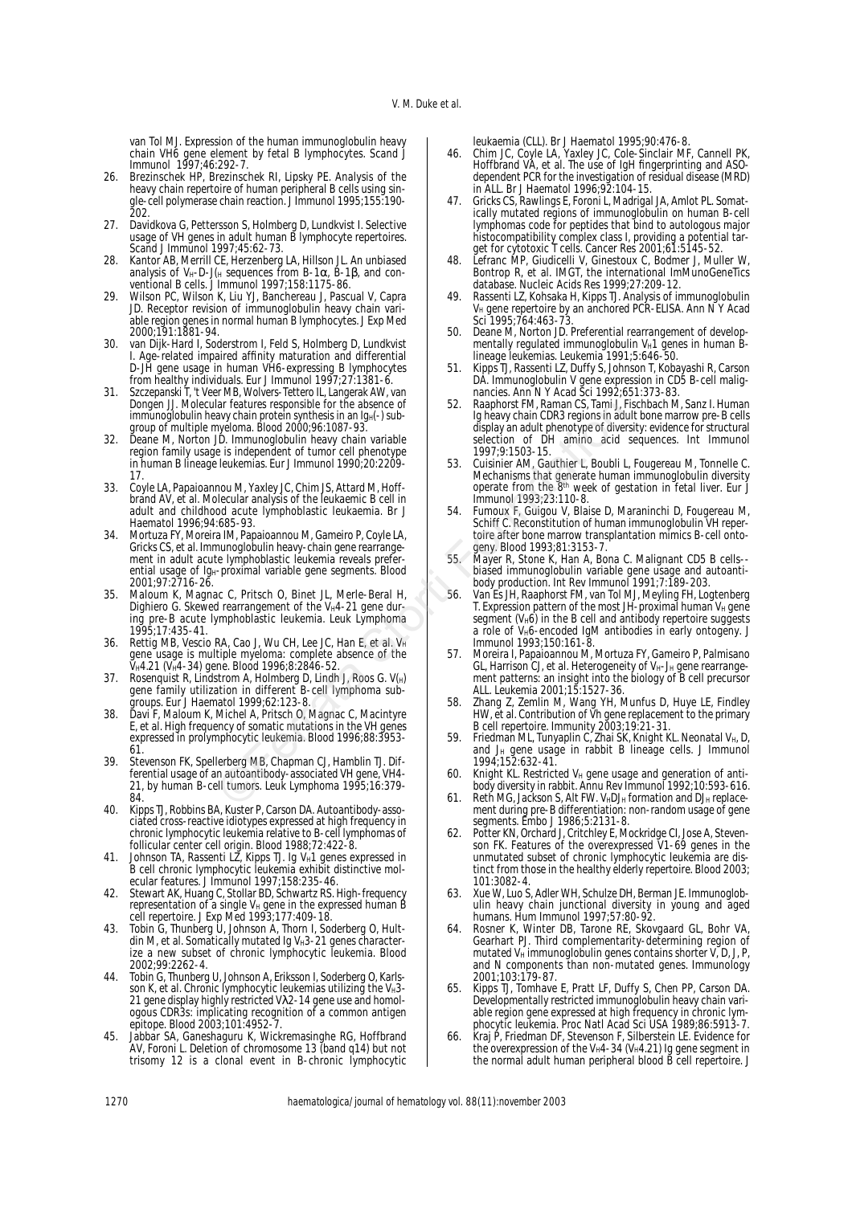van Tol MJ. Expression of the human immunoglobulin heavy chain VH6 gene element by fetal B lymphocytes. Scand J Immunol 1997;46:292-7.

26. Brezinschek HP, Brezinschek RI, Lipsky PE. Analysis of the heavy chain repertoire of human peripheral B cells using single-cell polymerase chain reaction. J Immunol 1995;155:190-202.
27. Davidkova G, Pettersson S, Holmberg D, Lundkvist I. Selective usage of VH genes in adult human B lymphocyte repertoires. Scand J Immunol 1997;45:62-73.
28. Kantor AB, Merrill CE, Herzenberg LA, Hillson JL. An unbiased analysis of $V_H$-D-$J_H$ sequences from B-1α, B-1β, and conventional B cells. J Immunol 1997;158:1175-86.
29. Wilson PC, Wilson K, Liu YJ, Banchereau J, Pascual V, Capra JD. Receptor revision of immunoglobulin heavy chain variable region genes in normal human B lymphocytes. J Exp Med 2000;191:1881-94.
30. van Dijk-Hard I, Soderstrom I, Feld S, Holmberg D, Lundkvist I. Age-related impaired affinity maturation and differential D-JH gene usage in human VH6-expressing B lymphocytes from healthy individuals. Eur J Immunol 1997;27:1381-6.
31. Szczepanski T, 't Veer MB, Wolvers-Tettero IL, Langerak AW, van Dongen JJ. Molecular features responsible for the absence of immunoglobulin heavy chain protein synthesis in an $Ig_H$(-) subgroup of multiple myeloma. Blood 2000;96:1087-93.
32. Deane M, Norton JD. Immunoglobulin heavy chain variable region family usage is independent of tumor cell phenotype in human B lineage leukemias. Eur J Immunol 1990;20:2209-17.
33. Coyle LA, Papaioannou M, Yaxley JC, Chim JS, Attard M, Hoffbrand AV, et al. Molecular analysis of the leukaemic B cell in adult and childhood acute lymphoblastic leukaemia. Br J Haematol 1996;94:685-93.
34. Mortuza FY, Moreira IM, Papaioannou M, Gameiro P, Coyle LA, Gricks CS, et al. Immunoglobulin heavy-chain gene rearrangement in adult acute lymphoblastic leukemia reveals preferential usage of $Ig_H$-proximal variable gene segments. Blood 2001;97:2716-26.
35. Maloum K, Magnac C, Pritsch O, Binet JL, Merle-Beral H, Dighiero G. Skewed rearrangement of the $V_H$4-21 gene during pre-B acute lymphoblastic leukemia. Leuk Lymphoma 1995;17:435-41.
36. Rettig MB, Vescio RA, Cao J, Wu CH, Lee JC, Han E, et al. $V_H$ gene usage is multiple myeloma: complete absence of the $V_H$4.21 ($V_H$4-34) gene. Blood 1996;8:2846-52.
37. Rosenquist R, Lindstrom A, Holmberg D, Lindh J, Roos G. V(H) gene family utilization in different B-cell lymphoma subgroups. Eur J Haematol 1999;62:123-8.
38. Davi F, Maloum K, Michel A, Pritsch O, Magnac C, Macintyre E, et al. High frequency of somatic mutations in the VH genes expressed in prolymphocytic leukemia. Blood 1996;88:3953-61.
39. Stevenson FK, Spellerberg MB, Chapman CJ, Hamblin TJ. Differential usage of an autoantibody-associated VH gene, VH4-21, by human B-cell tumors. Leuk Lymphoma 1995;16:379-84.
40. Kipps TJ, Robbins BA, Kuster P, Carson DA. Autoantibody-associated cross-reactive idiotypes expressed at high frequency in chronic lymphocytic leukemia relative to B-cell lymphomas of follicular center cell origin. Blood 1988;72:422-8.
41. Johnson TA, Rassenti LZ, Kipps TJ. Ig $V_H$1 genes expressed in B cell chronic lymphocytic leukemia exhibit distinctive molecular features. J Immunol 1997;158:235-46.
42. Stewart AK, Huang C, Stollar BD, Schwartz RS. High-frequency representation of a single $V_H$ gene in the expressed human B cell repertoire. J Exp Med 1993;177:409-18.
43. Tobin G, Thunberg U, Johnson A, Thorn I, Soderberg O, Hultdin M, et al. Somatically mutated Ig $V_H$3-21 genes characterize a new subset of chronic lymphocytic leukemia. Blood 2002;99:2262-4.
44. Tobin G, Thunberg U, Johnson A, Eriksson I, Soderberg O, Karlsson K, et al. Chronic lymphocytic leukemias utilizing the $V_H$3-21 gene display highly restricted Vλ2-14 gene use and homologous CDR3s: implicating recognition of a common antigen epitope. Blood 2003;101:4952-7.
45. Jabbar SA, Ganeshaguru K, Wickremasinghe RG, Hoffbrand AV, Foroni L. Deletion of chromosome 13 (band q14) but not trisomy 12 is a clonal event in B-chronic lymphocytic leukaemia (CLL). Br J Haematol 1995;90:476-8.
46. Chim JC, Coyle LA, Yaxley JC, Cole-Sinclair MF, Cannell PK, Hoffbrand VA, et al. The use of IgH fingerprinting and ASO-dependent PCR for the investigation of residual disease (MRD) in ALL. Br J Haematol 1996;92:104-15.
47. Gricks CS, Rawlings E, Foroni L, Madrigal JA, Amlot PL. Somatically mutated regions of immunoglobulin on human B-cell lymphomas code for peptides that bind to autologous major histocompatibility complex class I, providing a potential target for cytotoxic T cells. Cancer Res 2001;61:5145-52.
48. Lefranc MP, Giudicelli V, Ginestoux C, Bodmer J, Muller W, Bontrop R, et al. IMGT, the international ImMunoGeneTics database. Nucleic Acids Res 1999;27:209-12.
49. Rassenti LZ, Kohsaka H, Kipps TJ. Analysis of immunoglobulin $V_H$ gene repertoire by an anchored PCR-ELISA. Ann N Y Acad Sci 1995;764:463-73.
50. Deane M, Norton JD. Preferential rearrangement of developmentally regulated immunoglobulin $V_H$1 genes in human B-lineage leukemias. Leukemia 1991;5:646-50.
51. Kipps TJ, Rassenti LZ, Duffy S, Johnson T, Kobayashi R, Carson DA. Immunoglobulin V gene expression in CD5 B-cell malignancies. Ann N Y Acad Sci 1992;651:373-83.
52. Raaphorst FM, Raman CS, Tami J, Fischbach M, Sanz I. Human Ig heavy chain CDR3 regions in adult bone marrow pre-B cells display an adult phenotype of diversity: evidence for structural selection of DH amino acid sequences. Int Immunol 1997;9:1503-15.
53. Cuisinier AM, Gauthier L, Boubli L, Fougereau M, Tonnelle C. Mechanisms that generate human immunoglobulin diversity operate from the 8th week of gestation in fetal liver. Eur J Immunol 1993;23:110-8.
54. Fumoux F, Guigou V, Blaise D, Maraninchi D, Fougereau M, Schiff C. Reconstitution of human immunoglobulin VH repertoire after bone marrow transplantation mimics B-cell ontogeny. Blood 1993;81:3153-7.
55. Mayer R, Stone K, Han A, Bona C. Malignant CD5 B cells--biased immunoglobulin variable gene usage and autoantibody production. Int Rev Immunol 1991;7:189-203.
56. Van Es JH, Raaphorst FM, van Tol MJ, Meyling FH, Logtenberg T. Expression pattern of the most JH-proximal human $V_H$ gene segment ($V_H$6) in the B cell and antibody repertoire suggests a role of $V_H$6-encoded IgM antibodies in early ontogeny. J Immunol 1993;150:161-8.
57. Moreira I, Papaioannou M, Mortuza FY, Gameiro P, Palmisano GL, Harrison CJ, et al. Heterogeneity of $V_H$-$J_H$ gene rearrangement patterns: an insight into the biology of B cell precursor ALL. Leukemia 2001;15:1527-36.
58. Zhang Z, Zemlin M, Wang YH, Munfus D, Huye LE, Findley HW, et al. Contribution of Vh gene replacement to the primary B cell repertoire. Immunity 2003;19:21-31.
59. Friedman ML, Tunyaplin C, Zhai SK, Knight KL. Neonatal $V_H$, D, and $J_H$ gene usage in rabbit B lineage cells. J Immunol 1994;152:632-41.
60. Knight KL. Restricted $V_H$ gene usage and generation of antibody diversity in rabbit. Annu Rev Immunol 1992;10:593-616.
61. Reth MG, Jackson S, Alt FW. $V_HDJ_H$ formation and $DJ_H$ replacement during pre-B differentiation: non-random usage of gene segments. Embo J 1986;5:2131-8.
62. Potter KN, Orchard J, Critchley E, Mockridge CI, Jose A, Stevenson FK. Features of the overexpressed V1-69 genes in the unmutated subset of chronic lymphocytic leukemia are distinct from those in the healthy elderly repertoire. Blood 2003;101:3082-4.
63. Xue W, Luo S, Adler WH, Schulze DH, Berman JE. Immunoglobulin heavy chain junctional diversity in young and aged humans. Hum Immunol 1997;57:80-92.
64. Rosner K, Winter DB, Tarone RE, Skovgaard GL, Bohr VA, Gearhart PJ. Third complementarity-determining region of mutated $V_H$ immunoglobulin genes contains shorter V, D, J, P, and N components than non-mutated genes. Immunology 2001;103:179-87.
65. Kipps TJ, Tomhave E, Pratt LF, Duffy S, Chen PP, Carson DA. Developmentally restricted immunoglobulin heavy chain variable region gene expressed at high frequency in chronic lymphocytic leukemia. Proc Natl Acad Sci USA 1989;86:5913-7.
66. Kraj P, Friedman DF, Stevenson F, Silberstein LE. Evidence for the overexpression of the $V_H$4-34 ($V_H$4.21) Ig gene segment in the normal adult human peripheral blood B cell repertoire. J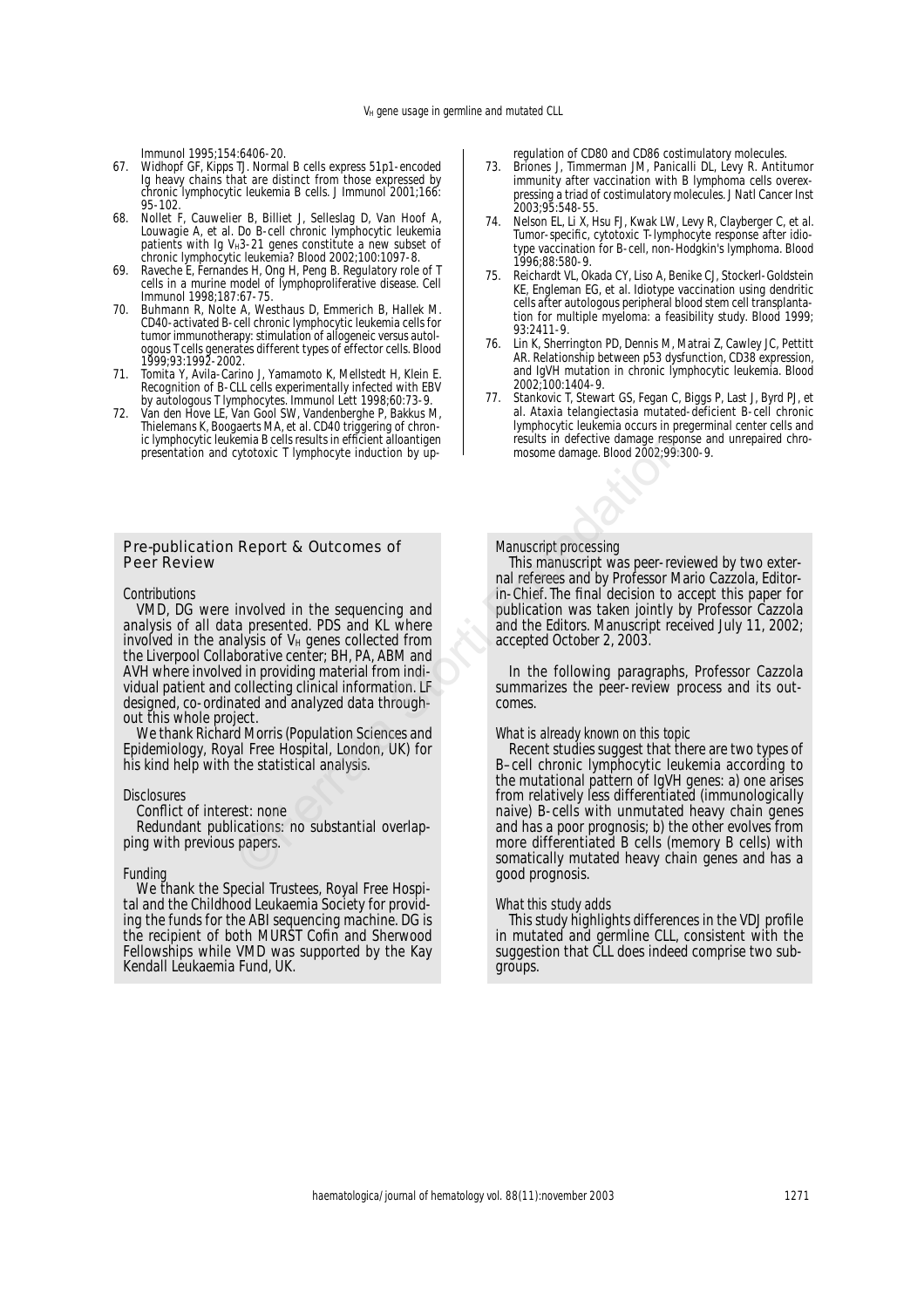Immunol 1995;154:6406-20.

67. Widhopf GF, Kipps TJ. Normal B cells express 51p1-encoded Ig heavy chains that are distinct from those expressed by chronic lymphocytic leukemia B cells. J Immunol 2001;166: 95-102.
68. Nollet F, Cauwelier B, Billiet J, Selleslag D, Van Hoof A, Louwagie A, et al. Do B-cell chronic lymphocytic leukemia patients with Ig $V_H$3-21 genes constitute a new subset of chronic lymphocytic leukemia? Blood 2002;100:1097-8.
69. Raveche E, Fernandes H, Ong H, Peng B. Regulatory role of T cells in a murine model of lymphoproliferative disease. Cell Immunol 1998;187:67-75.
70. Buhmann R, Nolte A, Westhaus D, Emmerich B, Hallek M. CD40-activated B-cell chronic lymphocytic leukemia cells for tumor immunotherapy: stimulation of allogeneic versus autologous T cells generates different types of effector cells. Blood 1999;93:1992-2002.
71. Tomita Y, Avila-Carino J, Yamamoto K, Mellstedt H, Klein E. Recognition of B-CLL cells experimentally infected with EBV by autologous T lymphocytes. Immunol Lett 1998;60:73-9.
72. Van den Hove LE, Van Gool SW, Vandenberghe P, Bakkus M, Thielemans K, Boogaerts MA, et al. CD40 triggering of chronic lymphocytic leukemia B cells results in efficient alloantigen presentation and cytotoxic T lymphocyte induction by up-regulation of CD80 and CD86 costimulatory molecules.
73. Briones J, Timmerman JM, Panicalli DL, Levy R. Antitumor immunity after vaccination with B lymphoma cells overexpressing a triad of costimulatory molecules. J Natl Cancer Inst 2003;95:548-55.
74. Nelson EL, Li X, Hsu FJ, Kwak LW, Levy R, Clayberger C, et al. Tumor-specific, cytotoxic T-lymphocyte response after idiotype vaccination for B-cell, non-Hodgkin's lymphoma. Blood 1996;88:580-9.
75. Reichardt VL, Okada CY, Liso A, Benike CJ, Stockerl-Goldstein KE, Engleman EG, et al. Idiotype vaccination using dendritic cells after autologous peripheral blood stem cell transplantation for multiple myeloma: a feasibility study. Blood 1999; 93:2411-9.
76. Lin K, Sherrington PD, Dennis M, Matrai Z, Cawley JC, Pettitt AR. Relationship between p53 dysfunction, CD38 expression, and IgVH mutation in chronic lymphocytic leukemia. Blood 2002;100:1404-9.
77. Stankovic T, Stewart GS, Fegan C, Biggs P, Last J, Byrd PJ, et al. Ataxia telangiectasia mutated-deficient B-cell chronic lymphocytic leukemia occurs in pregerminal center cells and results in defective damage response and unrepaired chromosome damage. Blood 2002;99:300-9.

## Pre-publication Report & Outcomes of Peer Review

### Contributions

VMD, DG were involved in the sequencing and analysis of all data presented. PDS and KL where involved in the analysis of $V_H$ genes collected from the Liverpool Collaborative center; BH, PA, ABM and AVH where involved in providing material from individual patient and collecting clinical information. LF designed, co-ordinated and analyzed data throughout this whole project.

We thank Richard Morris (Population Sciences and Epidemiology, Royal Free Hospital, London, UK) for his kind help with the statistical analysis.

### Disclosures

Conflict of interest: none

Redundant publications: no substantial overlapping with previous papers.

### Funding

We thank the Special Trustees, Royal Free Hospital and the Childhood Leukaemia Society for providing the funds for the ABI sequencing machine. DG is the recipient of both MURST Cofin and Sherwood Fellowships while VMD was supported by the Kay Kendall Leukaemia Fund, UK.

### Manuscript processing

This manuscript was peer-reviewed by two external referees and by Professor Mario Cazzola, Editor-in-Chief. The final decision to accept this paper for publication was taken jointly by Professor Cazzola and the Editors. Manuscript received July 11, 2002; accepted October 2, 2003.

In the following paragraphs, Professor Cazzola summarizes the peer-review process and its outcomes.

### What is already known on this topic

Recent studies suggest that there are two types of B–cell chronic lymphocytic leukemia according to the mutational pattern of IgVH genes: a) one arises from relatively less differentiated (immunologically naive) B-cells with unmutated heavy chain genes and has a poor prognosis; b) the other evolves from more differentiated B cells (memory B cells) with somatically mutated heavy chain genes and has a good prognosis.

### What this study adds

This study highlights differences in the VDJ profile in mutated and germline CLL, consistent with the suggestion that CLL does indeed comprise two subgroups.